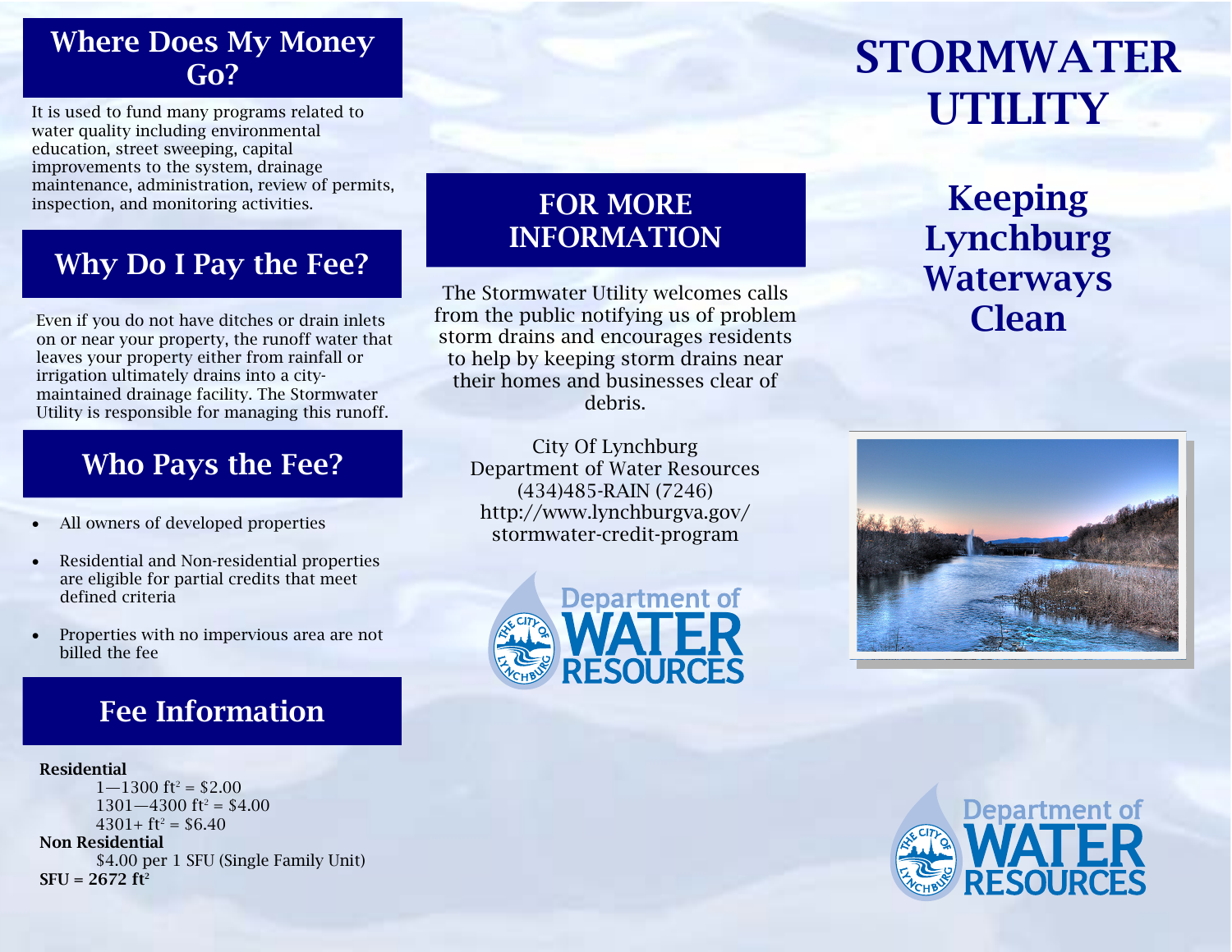## Where Does My Money Go?

It is used to fund many programs related to water quality including environmental education, street sweeping, capital improvements to the system, drainage maintenance, administration, review of permits, inspection, and monitoring activities.

## Why Do I Pay the Fee?

Even if you do not have ditches or drain inlets on or near your property, the runoff water that leaves your property either from rainfall or irrigation ultimately drains into a city-maintained drainage facility. The Stormwater Utility is responsible for managing this runoff.

## Who Pays the Fee?

- All owners of developed properties
- Residential and Non-residential properties are eligible for partial credits that meet defined criteria
- Properties with no impervious area are not billed the fee

## Fee Information

**Residential**

1—1300 $ft^2$ = $2.00
1301—4300 $ft^2$ = $4.00
4301+ $ft^2$ = $6.40

**Non Residential**

$4.00 per 1 SFU (Single Family Unit)

**SFU = 2672 $ft^2$**

## FOR MORE INFORMATION

The Stormwater Utility welcomes calls from the public notifying us of problem storm drains and encourages residents to help by keeping storm drains near their homes and businesses clear of debris.

City Of Lynchburg
Department of Water Resources
(434)485-RAIN (7246)
http://www.lynchburgva.gov/stormwater-credit-program

Department of WATER RESOURCES

# STORMWATER UTILITY

## Keeping Lynchburg Waterways Clean

Department of WATER RESOURCES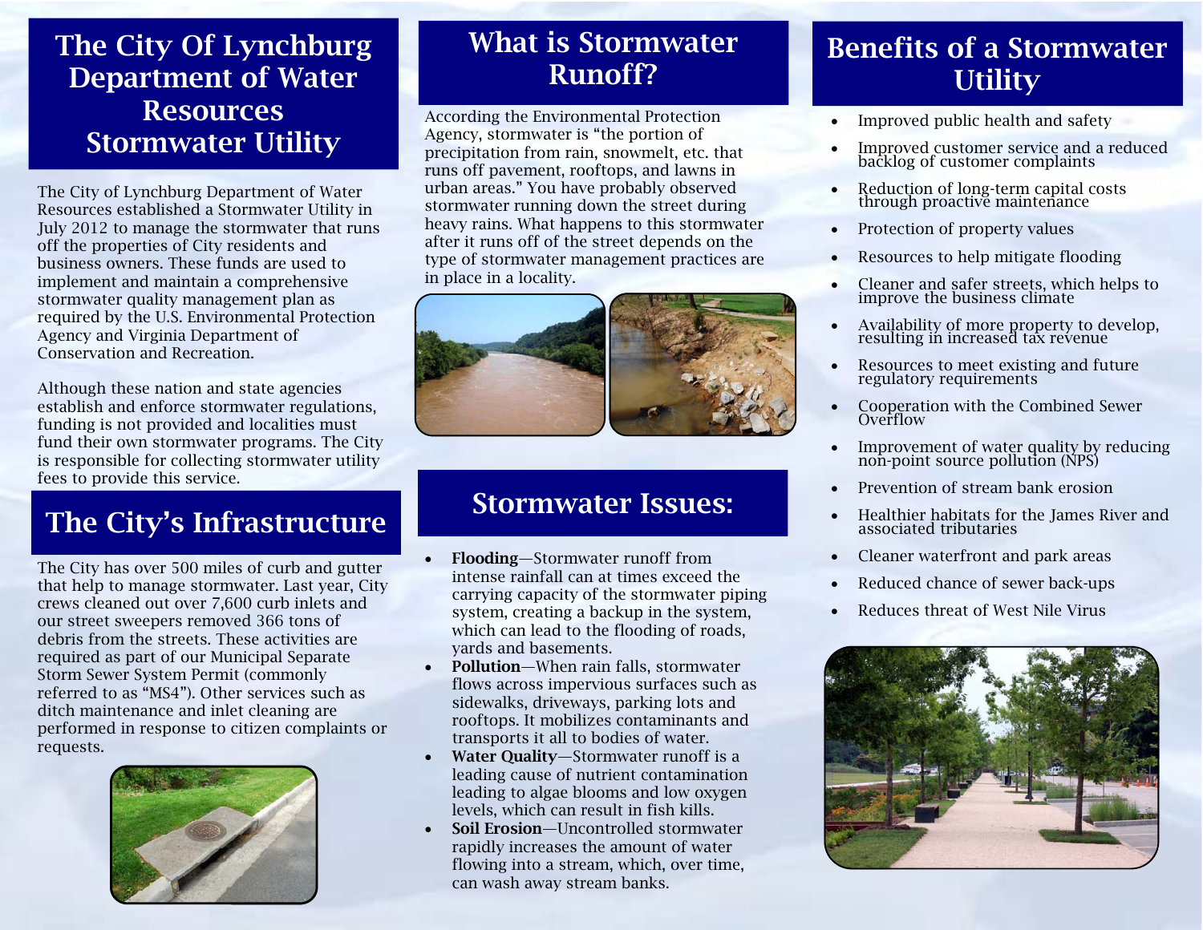## The City Of Lynchburg Department of Water Resources Stormwater Utility

The City of Lynchburg Department of Water Resources established a Stormwater Utility in July 2012 to manage the stormwater that runs off the properties of City residents and business owners. These funds are used to implement and maintain a comprehensive stormwater quality management plan as required by the U.S. Environmental Protection Agency and Virginia Department of Conservation and Recreation.

Although these nation and state agencies establish and enforce stormwater regulations, funding is not provided and localities must fund their own stormwater programs. The City is responsible for collecting stormwater utility fees to provide this service.

## The City's Infrastructure

The City has over 500 miles of curb and gutter that help to manage stormwater. Last year, City crews cleaned out over 7,600 curb inlets and our street sweepers removed 366 tons of debris from the streets. These activities are required as part of our Municipal Separate Storm Sewer System Permit (commonly referred to as "MS4"). Other services such as ditch maintenance and inlet cleaning are performed in response to citizen complaints or requests.

## What is Stormwater Runoff?

According the Environmental Protection Agency, stormwater is "the portion of precipitation from rain, snowmelt, etc. that runs off pavement, rooftops, and lawns in urban areas." You have probably observed stormwater running down the street during heavy rains. What happens to this stormwater after it runs off of the street depends on the type of stormwater management practices are in place in a locality.

## Stormwater Issues:

- **Flooding**—Stormwater runoff from intense rainfall can at times exceed the carrying capacity of the stormwater piping system, creating a backup in the system, which can lead to the flooding of roads, yards and basements.
- **Pollution**—When rain falls, stormwater flows across impervious surfaces such as sidewalks, driveways, parking lots and rooftops. It mobilizes contaminants and transports it all to bodies of water.
- **Water Quality**—Stormwater runoff is a leading cause of nutrient contamination leading to algae blooms and low oxygen levels, which can result in fish kills.
- **Soil Erosion**—Uncontrolled stormwater rapidly increases the amount of water flowing into a stream, which, over time, can wash away stream banks.

## Benefits of a Stormwater Utility

- Improved public health and safety
- Improved customer service and a reduced backlog of customer complaints
- Reduction of long-term capital costs through proactive maintenance
- Protection of property values
- Resources to help mitigate flooding
- Cleaner and safer streets, which helps to improve the business climate
- Availability of more property to develop, resulting in increased tax revenue
- Resources to meet existing and future regulatory requirements
- Cooperation with the Combined Sewer Overflow
- Improvement of water quality by reducing non-point source pollution (NPS)
- Prevention of stream bank erosion
- Healthier habitats for the James River and associated tributaries
- Cleaner waterfront and park areas
- Reduced chance of sewer back-ups
- Reduces threat of West Nile Virus